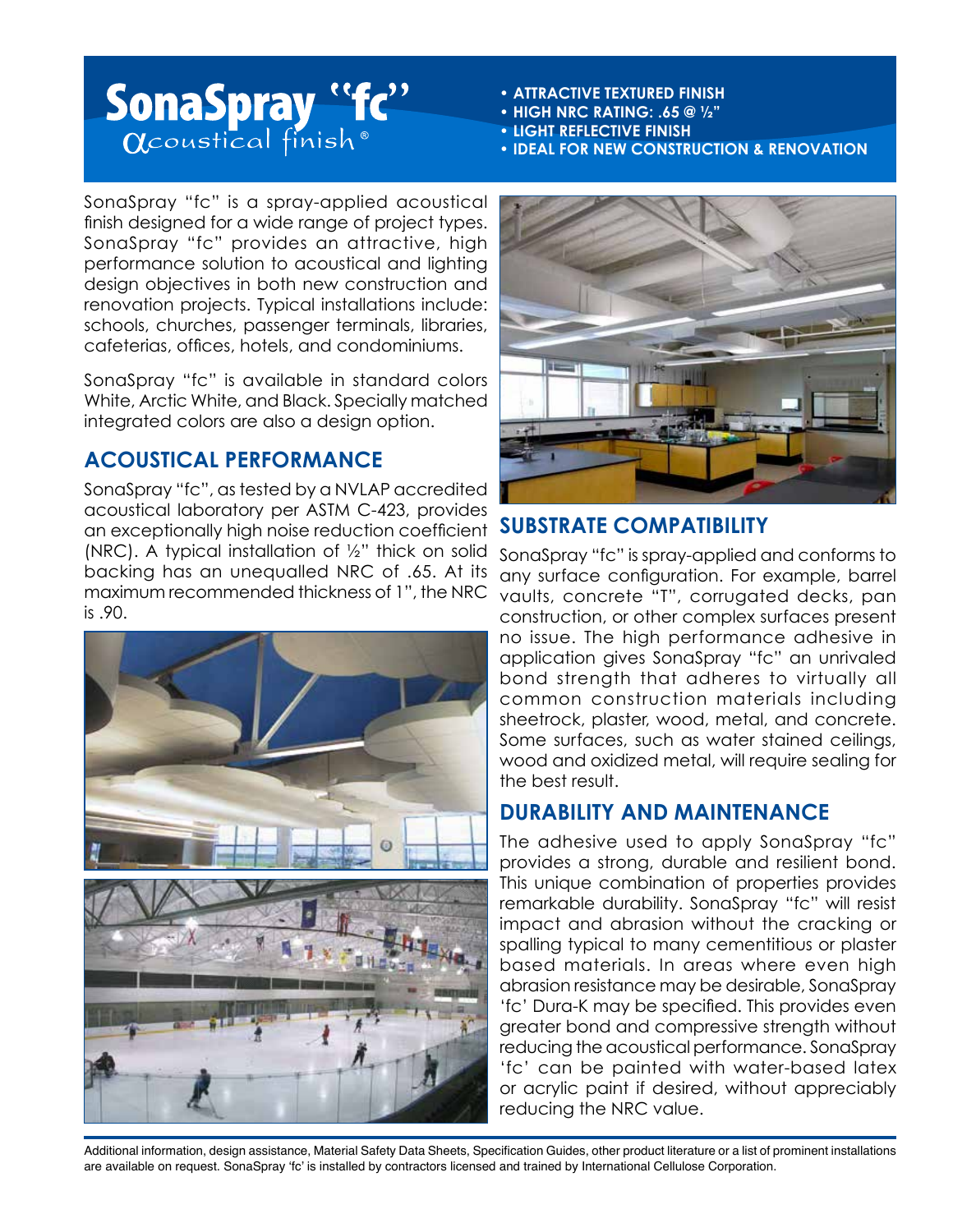# SonaSpray "fc"

acoustical finish®

- **ATTRACTIVE TEXTURED FINISH**
- **HIGH NRC RATING: .65 @ ½"**
- **LIGHT REFLECTIVE FINISH**
- **IDEAL FOR NEW CONSTRUCTION & RENOVATION**

SonaSpray "fc" is a spray-applied acoustical finish designed for a wide range of project types. SonaSpray "fc" provides an attractive, high performance solution to acoustical and lighting design objectives in both new construction and renovation projects. Typical installations include: schools, churches, passenger terminals, libraries, cafeterias, offices, hotels, and condominiums.

SonaSpray "fc" is available in standard colors White, Arctic White, and Black. Specially matched integrated colors are also a design option.

## ACOUSTICAL PERFORMANCE

SonaSpray "fc", as tested by a NVLAP accredited acoustical laboratory per ASTM C-423, provides an exceptionally high noise reduction coefficient (NRC). A typical installation of ½" thick on solid backing has an unequalled NRC of .65. At its maximum recommended thickness of 1", the NRC is .90.

## SUBSTRATE COMPATIBILITY

SonaSpray "fc" is spray-applied and conforms to any surface configuration. For example, barrel vaults, concrete "T", corrugated decks, pan construction, or other complex surfaces present no issue. The high performance adhesive in application gives SonaSpray "fc" an unrivaled bond strength that adheres to virtually all common construction materials including sheetrock, plaster, wood, metal, and concrete. Some surfaces, such as water stained ceilings, wood and oxidized metal, will require sealing for the best result.

## DURABILITY AND MAINTENANCE

The adhesive used to apply SonaSpray "fc" provides a strong, durable and resilient bond. This unique combination of properties provides remarkable durability. SonaSpray "fc" will resist impact and abrasion without the cracking or spalling typical to many cementitious or plaster based materials. In areas where even high abrasion resistance may be desirable, SonaSpray 'fc' Dura-K may be specified. This provides even greater bond and compressive strength without reducing the acoustical performance. SonaSpray 'fc' can be painted with water-based latex or acrylic paint if desired, without appreciably reducing the NRC value.

Additional information, design assistance, Material Safety Data Sheets, Specification Guides, other product literature or a list of prominent installations are available on request. SonaSpray 'fc' is installed by contractors licensed and trained by International Cellulose Corporation.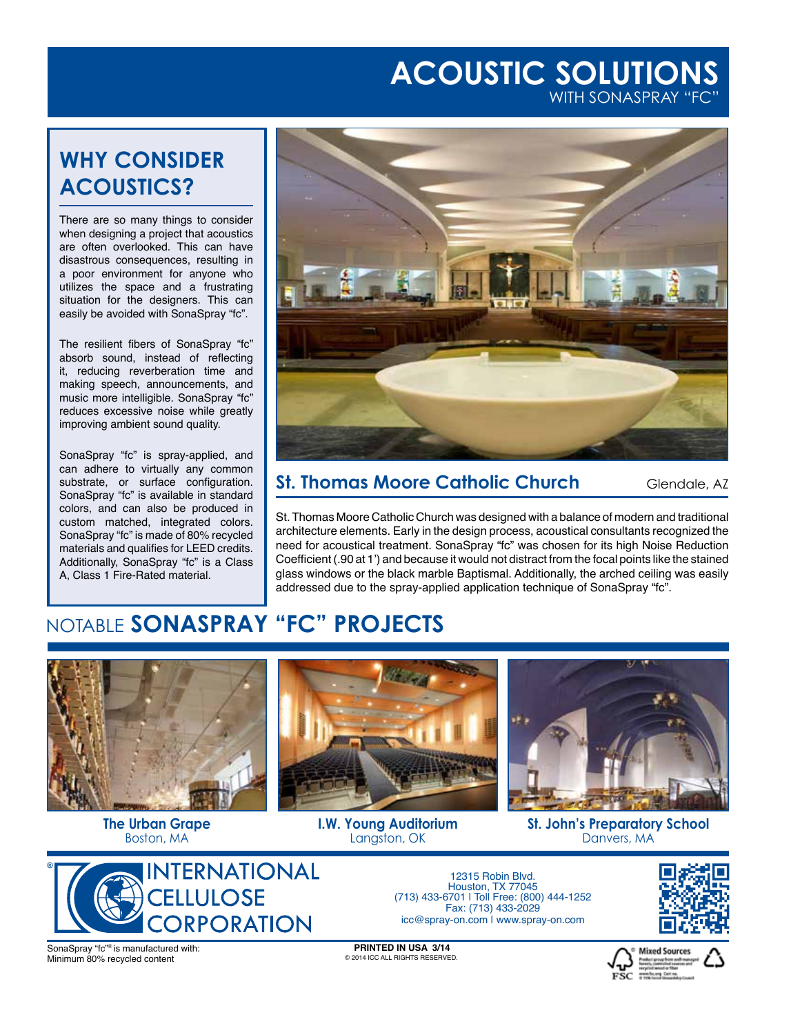# ACOUSTIC SOLUTIONS

WITH SONASPRAY "FC"

## WHY CONSIDER ACOUSTICS?

There are so many things to consider when designing a project that acoustics are often overlooked. This can have disastrous consequences, resulting in a poor environment for anyone who utilizes the space and a frustrating situation for the designers. This can easily be avoided with SonaSpray "fc".

The resilient fibers of SonaSpray "fc" absorb sound, instead of reflecting it, reducing reverberation time and making speech, announcements, and music more intelligible. SonaSpray "fc" reduces excessive noise while greatly improving ambient sound quality.

SonaSpray "fc" is spray-applied, and can adhere to virtually any common substrate, or surface configuration. SonaSpray "fc" is available in standard colors, and can also be produced in custom matched, integrated colors. SonaSpray "fc" is made of 80% recycled materials and qualifies for LEED credits. Additionally, SonaSpray "fc" is a Class A, Class 1 Fire-Rated material.

## St. Thomas Moore Catholic Church

Glendale, AZ

St. Thomas Moore Catholic Church was designed with a balance of modern and traditional architecture elements. Early in the design process, acoustical consultants recognized the need for acoustical treatment. SonaSpray "fc" was chosen for its high Noise Reduction Coefficient (.90 at 1') and because it would not distract from the focal points like the stained glass windows or the black marble Baptismal. Additionally, the arched ceiling was easily addressed due to the spray-applied application technique of SonaSpray "fc".

## NOTABLE **SONASPRAY "FC" PROJECTS**

**The Urban Grape**
Boston, MA

**I.W. Young Auditorium**
Langston, OK

**St. John's Preparatory School**
Danvers, MA

INTERNATIONAL CELLULOSE CORPORATION

12315 Robin Blvd.
Houston, TX 77045
(713) 433-6701 | Toll Free: (800) 444-1252
Fax: (713) 433-2029
icc@spray-on.com | www.spray-on.com

SonaSpray "fc"® is manufactured with:
Minimum 80% recycled content

**PRINTED IN USA 3/14**
© 2014 ICC ALL RIGHTS RESERVED.

FSC Mixed Sources